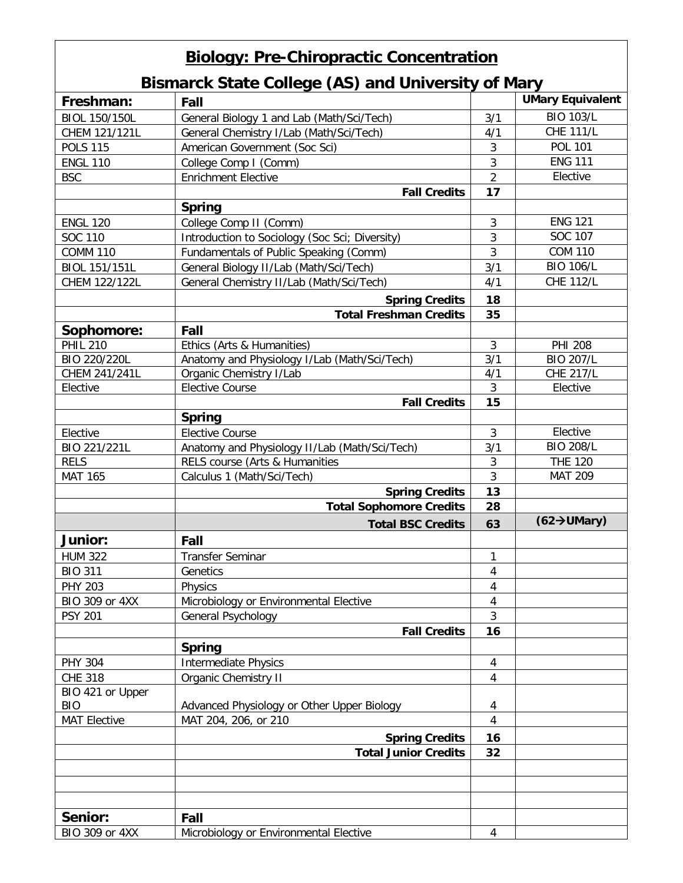# Biology: Pre-Chiropractic Concentration

## Bismarck State College (AS) and University of Mary

| Freshman: | Fall | | UMary Equivalent |
|---|---|---|---|
| BIOL 150/150L | General Biology 1 and Lab (Math/Sci/Tech) | 3/1 | BIO 103/L |
| CHEM 121/121L | General Chemistry I/Lab (Math/Sci/Tech) | 4/1 | CHE 111/L |
| POLS 115 | American Government (Soc Sci) | 3 | POL 101 |
| ENGL 110 | College Comp I (Comm) | 3 | ENG 111 |
| BSC | Enrichment Elective | 2 | Elective |
| | **Fall Credits** | **17** | |
| | **Spring** | | |
| ENGL 120 | College Comp II (Comm) | 3 | ENG 121 |
| SOC 110 | Introduction to Sociology (Soc Sci; Diversity) | 3 | SOC 107 |
| COMM 110 | Fundamentals of Public Speaking (Comm) | 3 | COM 110 |
| BIOL 151/151L | General Biology II/Lab (Math/Sci/Tech) | 3/1 | BIO 106/L |
| CHEM 122/122L | General Chemistry II/Lab (Math/Sci/Tech) | 4/1 | CHE 112/L |
| | **Spring Credits** | **18** | |
| | **Total Freshman Credits** | **35** | |
| **Sophomore:** | **Fall** | | |
| PHIL 210 | Ethics (Arts & Humanities) | 3 | PHI 208 |
| BIO 220/220L | Anatomy and Physiology I/Lab (Math/Sci/Tech) | 3/1 | BIO 207/L |
| CHEM 241/241L | Organic Chemistry I/Lab | 4/1 | CHE 217/L |
| Elective | Elective Course | 3 | Elective |
| | **Fall Credits** | **15** | |
| | **Spring** | | |
| Elective | Elective Course | 3 | Elective |
| BIO 221/221L | Anatomy and Physiology II/Lab (Math/Sci/Tech) | 3/1 | BIO 208/L |
| RELS | RELS course (Arts & Humanities | 3 | THE 120 |
| MAT 165 | Calculus 1 (Math/Sci/Tech) | 3 | MAT 209 |
| | **Spring Credits** | **13** | |
| | **Total Sophomore Credits** | **28** | |
| | **Total BSC Credits** | **63** | **(62→UMary)** |
| **Junior:** | **Fall** | | |
| HUM 322 | Transfer Seminar | 1 | |
| BIO 311 | Genetics | 4 | |
| PHY 203 | Physics | 4 | |
| BIO 309 or 4XX | Microbiology or Environmental Elective | 4 | |
| PSY 201 | General Psychology | 3 | |
| | **Fall Credits** | **16** | |
| | **Spring** | | |
| PHY 304 | Intermediate Physics | 4 | |
| CHE 318 | Organic Chemistry II | 4 | |
| BIO 421 or Upper BIO | Advanced Physiology or Other Upper Biology | 4 | |
| MAT Elective | MAT 204, 206, or 210 | 4 | |
| | **Spring Credits** | **16** | |
| | **Total Junior Credits** | **32** | |
| | | | |
| | | | |
| | | | |
| **Senior:** | **Fall** | | |
| BIO 309 or 4XX | Microbiology or Environmental Elective | 4 | |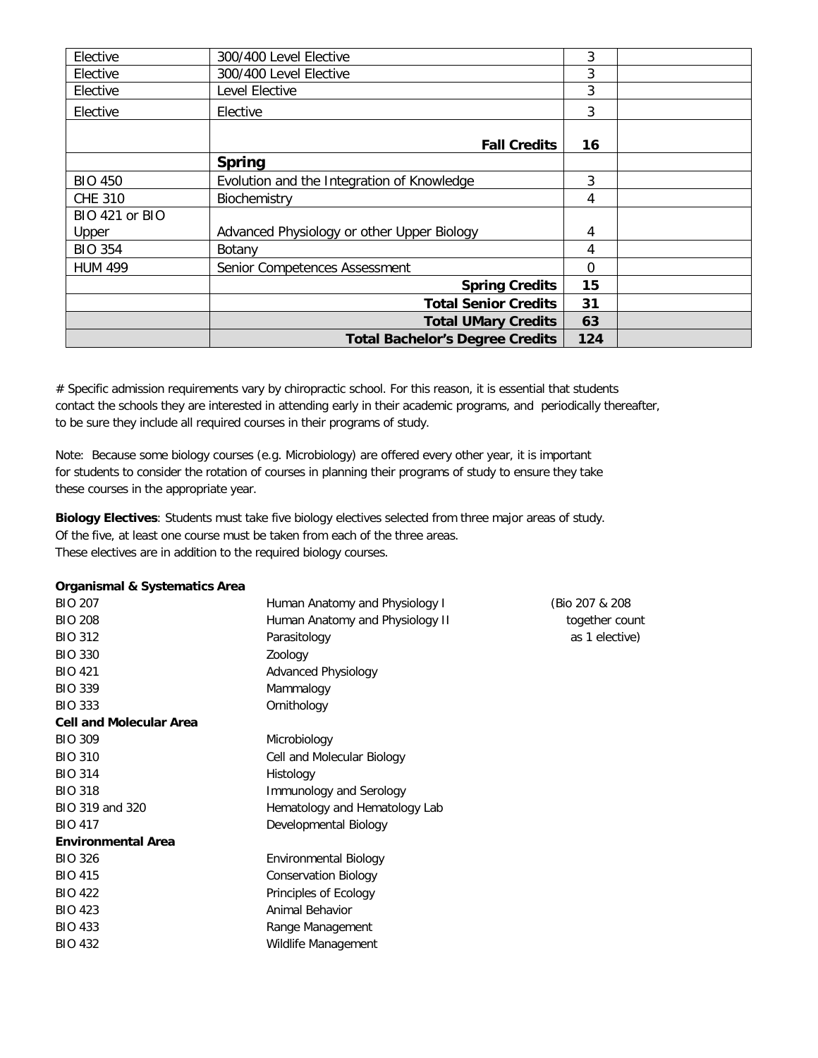| | | | |
|---|---|---|---|
| Elective | 300/400 Level Elective | 3 | |
| Elective | 300/400 Level Elective | 3 | |
| Elective | Level Elective | 3 | |
| Elective | Elective | 3 | |
| | **Fall Credits** | **16** | |
| | **Spring** | | |
| BIO 450 | Evolution and the Integration of Knowledge | 3 | |
| CHE 310 | Biochemistry | 4 | |
| BIO 421 or BIO Upper | Advanced Physiology or other Upper Biology | 4 | |
| BIO 354 | Botany | 4 | |
| HUM 499 | Senior Competences Assessment | 0 | |
| | **Spring Credits** | **15** | |
| | **Total Senior Credits** | **31** | |
| | **Total UMary Credits** | **63** | |
| | **Total Bachelor's Degree Credits** | **124** | |

# Specific admission requirements vary by chiropractic school. For this reason, it is essential that students contact the schools they are interested in attending early in their academic programs, and periodically thereafter, to be sure they include all required courses in their programs of study.

Note: Because some biology courses (e.g. Microbiology) are offered every other year, it is important for students to consider the rotation of courses in planning their programs of study to ensure they take these courses in the appropriate year.

**Biology Electives**: Students must take five biology electives selected from three major areas of study. Of the five, at least one course must be taken from each of the three areas. These electives are in addition to the required biology courses.

| | | |
|---|---|---|
| **Organismal & Systematics Area** | | |
| BIO 207 | Human Anatomy and Physiology I | (Bio 207 & 208 together count as 1 elective) |
| BIO 208 | Human Anatomy and Physiology II | |
| BIO 312 | Parasitology | |
| BIO 330 | Zoology | |
| BIO 421 | Advanced Physiology | |
| BIO 339 | Mammalogy | |
| BIO 333 | Ornithology | |
| **Cell and Molecular Area** | | |
| BIO 309 | Microbiology | |
| BIO 310 | Cell and Molecular Biology | |
| BIO 314 | Histology | |
| BIO 318 | Immunology and Serology | |
| BIO 319 and 320 | Hematology and Hematology Lab | |
| BIO 417 | Developmental Biology | |
| **Environmental Area** | | |
| BIO 326 | Environmental Biology | |
| BIO 415 | Conservation Biology | |
| BIO 422 | Principles of Ecology | |
| BIO 423 | Animal Behavior | |
| BIO 433 | Range Management | |
| BIO 432 | Wildlife Management | |